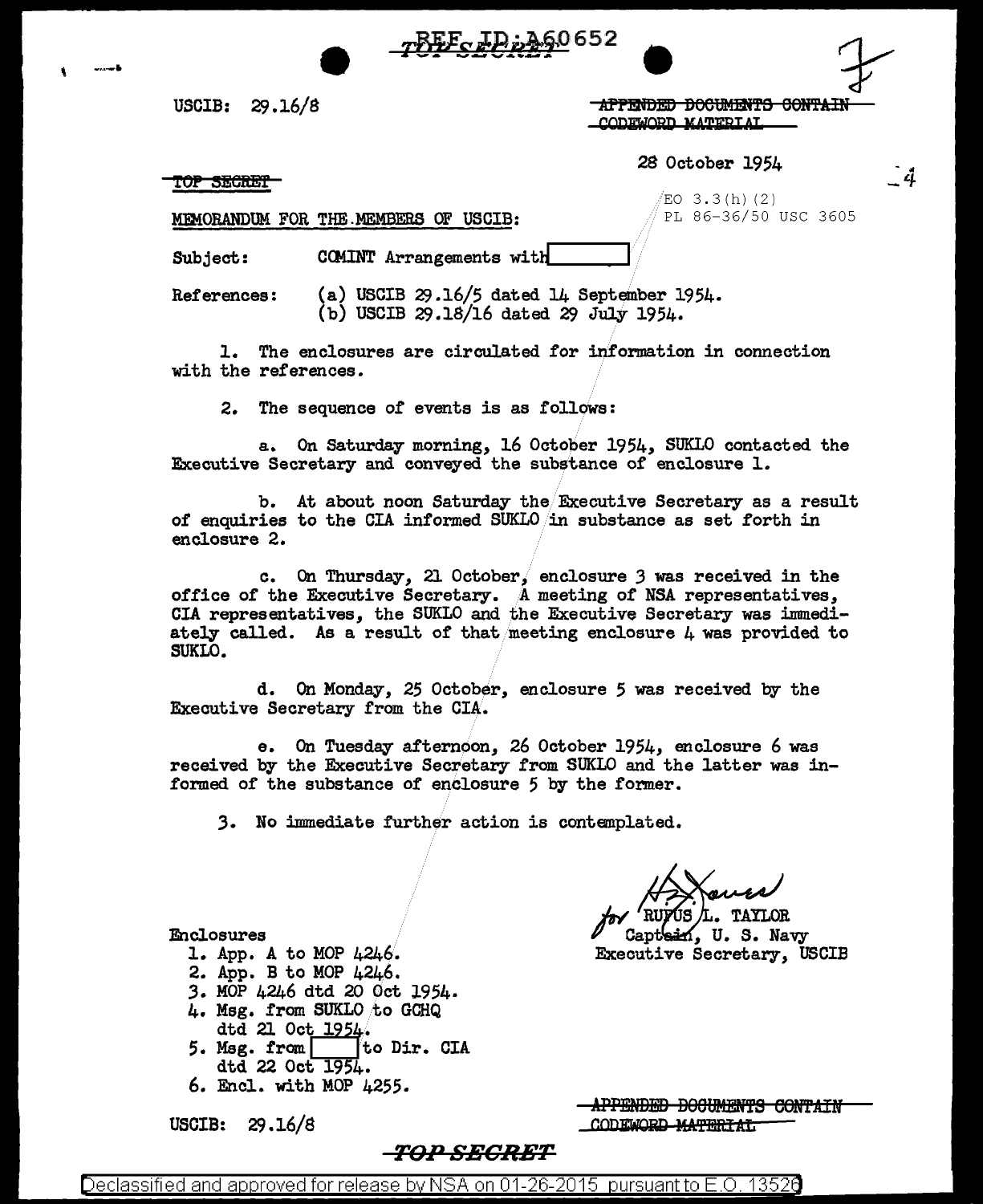REF ID:A60652

TOP SECRET

USCIB: 29.16/8

~~APPENDED DOCUMENTS CONTAIN CODEWORD MATERIAL~~

28 October 1954

~~TOP SECRET~~

EO 3.3(h)(2)
PL 86-36/50 USC 3605

MEMORANDUM FOR THE MEMBERS OF USCIB:

Subject: COMINT Arrangements with [ ]

References: (a) USCIB 29.16/5 dated 14 September 1954.
(b) USCIB 29.18/16 dated 29 July 1954.

1. The enclosures are circulated for information in connection with the references.

2. The sequence of events is as follows:

a. On Saturday morning, 16 October 1954, SUKLO contacted the Executive Secretary and conveyed the substance of enclosure 1.

b. At about noon Saturday the Executive Secretary as a result of enquiries to the CIA informed SUKLO in substance as set forth in enclosure 2.

c. On Thursday, 21 October, enclosure 3 was received in the office of the Executive Secretary. A meeting of NSA representatives, CIA representatives, the SUKLO and the Executive Secretary was immediately called. As a result of that meeting enclosure 4 was provided to SUKLO.

d. On Monday, 25 October, enclosure 5 was received by the Executive Secretary from the CIA.

e. On Tuesday afternoon, 26 October 1954, enclosure 6 was received by the Executive Secretary from SUKLO and the latter was informed of the substance of enclosure 5 by the former.

3. No immediate further action is contemplated.

for RUFUS L. TAYLOR
Captain, U. S. Navy
Executive Secretary, USCIB

Enclosures
1. App. A to MOP 4246.
2. App. B to MOP 4246.
3. MOP 4246 dtd 20 Oct 1954.
4. Msg. from SUKLO to GCHQ dtd 21 Oct 1954.
5. Msg. from [ ] to Dir. CIA dtd 22 Oct 1954.
6. Encl. with MOP 4255.

USCIB: 29.16/8

~~APPENDED DOCUMENTS CONTAIN CODEWORD MATERIAL~~

~~TOP SECRET~~

Declassified and approved for release by NSA on 01-26-2015 pursuant to E.O. 13526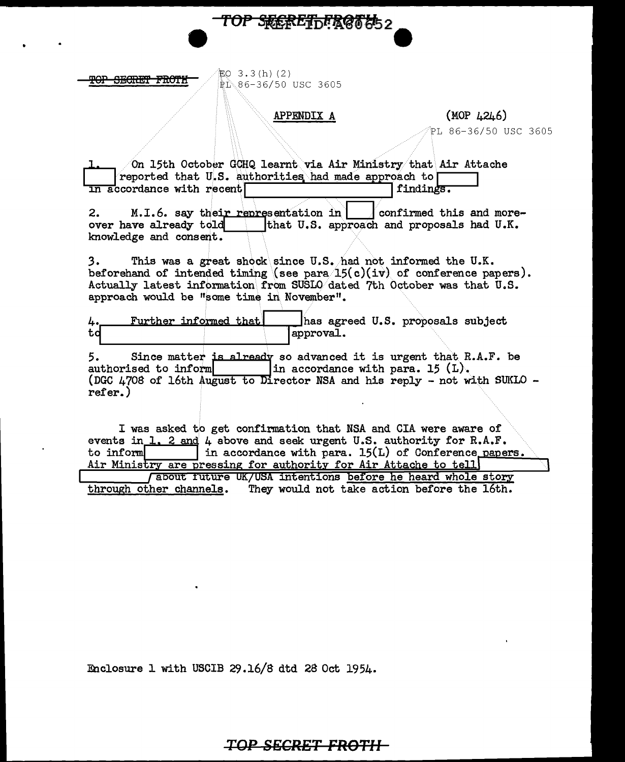TOP SECRET FROTH

EO 3.3(h)(2)
PL 86-36/50 USC 3605

APPENDIX A (MOP 4246)

PL 86-36/50 USC 3605

1. On 15th October GCHQ learnt via Air Ministry that Air Attache [ ] reported that U.S. authorities had made approach to [ ] in accordance with recent [ ] findings.

2. M.I.6. say their representation in [ ] confirmed this and moreover have already told [ ] that U.S. approach and proposals had U.K. knowledge and consent.

3. This was a great shock since U.S. had not informed the U.K. beforehand of intended timing (see para 15(c)(iv) of conference papers). Actually latest information from SUSLO dated 7th October was that U.S. approach would be "some time in November".

4. Further informed that [ ] has agreed U.S. proposals subject to [ ] approval.

5. Since matter is already so advanced it is urgent that R.A.F. be authorised to inform [ ] in accordance with para. 15 (L). (DGC 4708 of 16th August to Director NSA and his reply - not with SUKLO - refer.)

I was asked to get confirmation that NSA and CIA were aware of events in 1, 2 and 4 above and seek urgent U.S. authority for R.A.F. to inform [ ] in accordance with para. 15(L) of Conference papers. Air Ministry are pressing for authority for Air Attache to tell [ ] about future UK/USA intentions before he heard whole story through other channels. They would not take action before the 16th.

Enclosure 1 with USCIB 29.16/8 dtd 28 Oct 1954.

TOP SECRET FROTH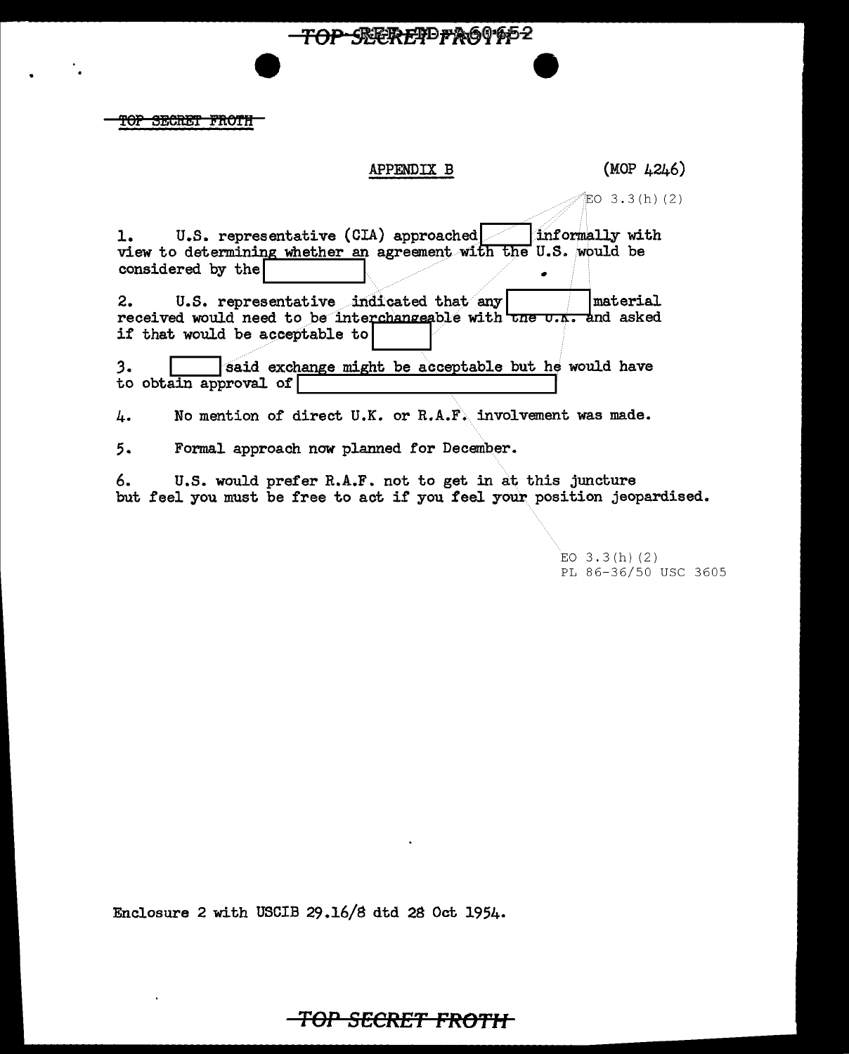~~TOP SECRET FROTH~~

APPENDIX B (MOP 4246)

EO 3.3(h)(2)

1. U.S. representative (CIA) approached [ ] informally with view to determining whether an agreement with the U.S. would be considered by the [ ]

2. U.S. representative indicated that any [ ] material received would need to be interchangeable with the U.K. and asked if that would be acceptable to [ ]

3. [ ] said exchange might be acceptable but he would have to obtain approval of [ ]

4. No mention of direct U.K. or R.A.F. involvement was made.

5. Formal approach now planned for December.

6. U.S. would prefer R.A.F. not to get in at this juncture but feel you must be free to act if you feel your position jeopardised.

EO 3.3(h)(2)
PL 86-36/50 USC 3605

Enclosure 2 with USCIB 29.16/8 dtd 28 Oct 1954.

~~TOP SECRET FROTH~~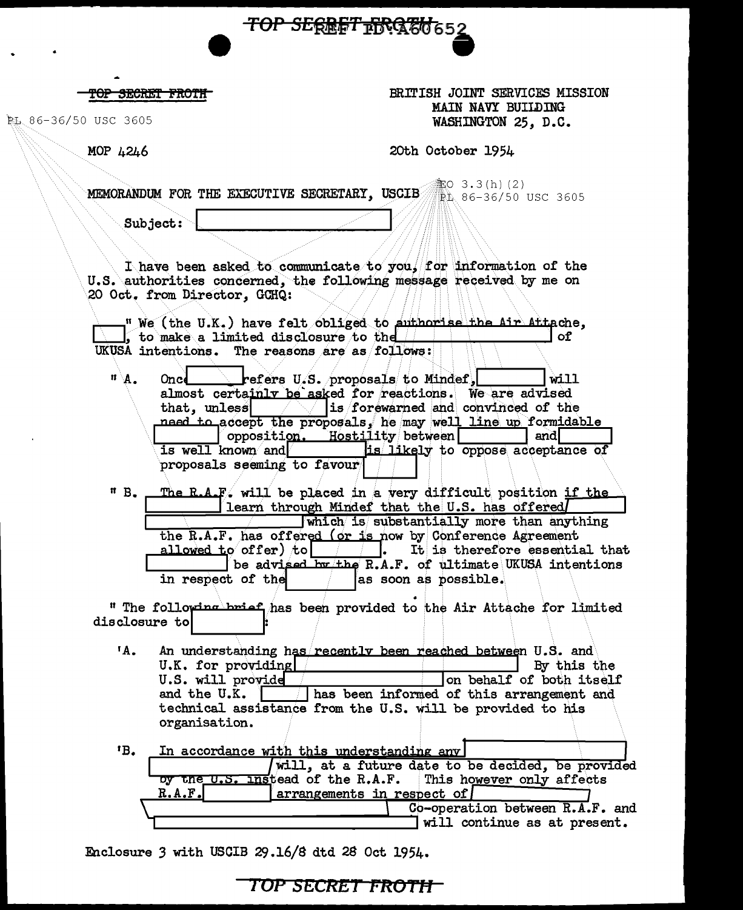TOP SECRET FROTH

PL 86-36/50 USC 3605

BRITISH JOINT SERVICES MISSION
MAIN NAVY BUILDING
WASHINGTON 25, D.C.

MOP 4246

20th October 1954

EO 3.3(h)(2)
PL 86-36/50 USC 3605

MEMORANDUM FOR THE EXECUTIVE SECRETARY, USCIB

Subject: [REDACTED]

I have been asked to communicate to you, for information of the U.S. authorities concerned, the following message received by me on 20 Oct. from Director, GCHQ:

" We (the U.K.) have felt obliged to authorise the Air Attache, [REDACTED], to make a limited disclosure to the [REDACTED] of UKUSA intentions. The reasons are as follows:

" A. Once [REDACTED] refers U.S. proposals to Mindef, [REDACTED] will almost certainly be asked for reactions. We are advised that, unless [REDACTED] is forewarned and convinced of the need to accept the proposals, he may well line up formidable [REDACTED] opposition. Hostility between [REDACTED] and [REDACTED] is well known and [REDACTED] is likely to oppose acceptance of proposals seeming to favour [REDACTED]

" B. The R.A.F. will be placed in a very difficult position if the [REDACTED] learn through Mindef that the U.S. has offered [REDACTED] which is substantially more than anything the R.A.F. has offered (or is now by Conference Agreement allowed to offer) to [REDACTED]. It is therefore essential that [REDACTED] be advised by the R.A.F. of ultimate UKUSA intentions in respect of the [REDACTED] as soon as possible.

" The following brief has been provided to the Air Attache for limited disclosure to [REDACTED]:

'A. An understanding has recently been reached between U.S. and U.K. for providing [REDACTED] By this the U.S. will provide [REDACTED] on behalf of both itself and the U.K. [REDACTED] has been informed of this arrangement and technical assistance from the U.S. will be provided to his organisation.

'B. In accordance with this understanding any [REDACTED] will, at a future date to be decided, be provided by the U.S. instead of the R.A.F. This however only affects R.A.F. [REDACTED] arrangements in respect of [REDACTED] Co-operation between R.A.F. and [REDACTED] will continue as at present.

Enclosure 3 with USCIB 29.16/8 dtd 28 Oct 1954.

TOP SECRET FROTH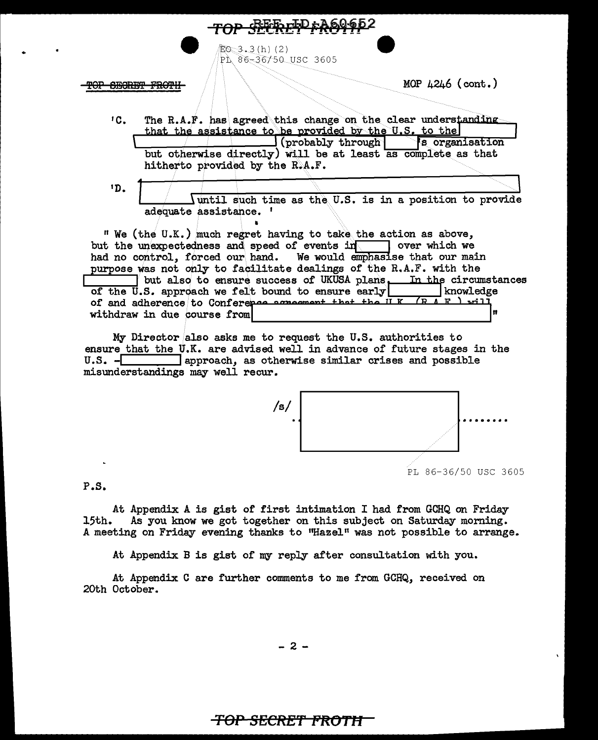TOP SECRET FROTH

EO 3.3(h)(2)
PL 86-36/50 USC 3605

MOP 4246 (cont.)

'C. The R.A.F. has agreed this change on the clear understanding that the assistance to be provided by the U.S. to the [redacted] (probably through [redacted]'s organisation but otherwise directly) will be at least as complete as that hitherto provided by the R.A.F.

'D. [redacted] until such time as the U.S. is in a position to provide adequate assistance. '

" We (the U.K.) much regret having to take the action as above, but the unexpectedness and speed of events in [redacted] over which we had no control, forced our hand. We would emphasise that our main purpose was not only to facilitate dealings of the R.A.F. with the [redacted] but also to ensure success of UKUSA plans. In the circumstances of the U.S. approach we felt bound to ensure early [redacted] knowledge of and adherence to Conference agreement that the U.K. (R.A.F.) will withdraw in due course from [redacted]"

My Director also asks me to request the U.S. authorities to ensure that the U.K. are advised well in advance of future stages in the U.S. -[redacted] approach, as otherwise similar crises and possible misunderstandings may well recur.

/s/ [redacted]........

PL 86-36/50 USC 3605

P.S.

At Appendix A is gist of first intimation I had from GCHQ on Friday 15th. As you know we got together on this subject on Saturday morning. A meeting on Friday evening thanks to "Hazel" was not possible to arrange.

At Appendix B is gist of my reply after consultation with you.

At Appendix C are further comments to me from GCHQ, received on 20th October.

\- 2 -

TOP SECRET FROTH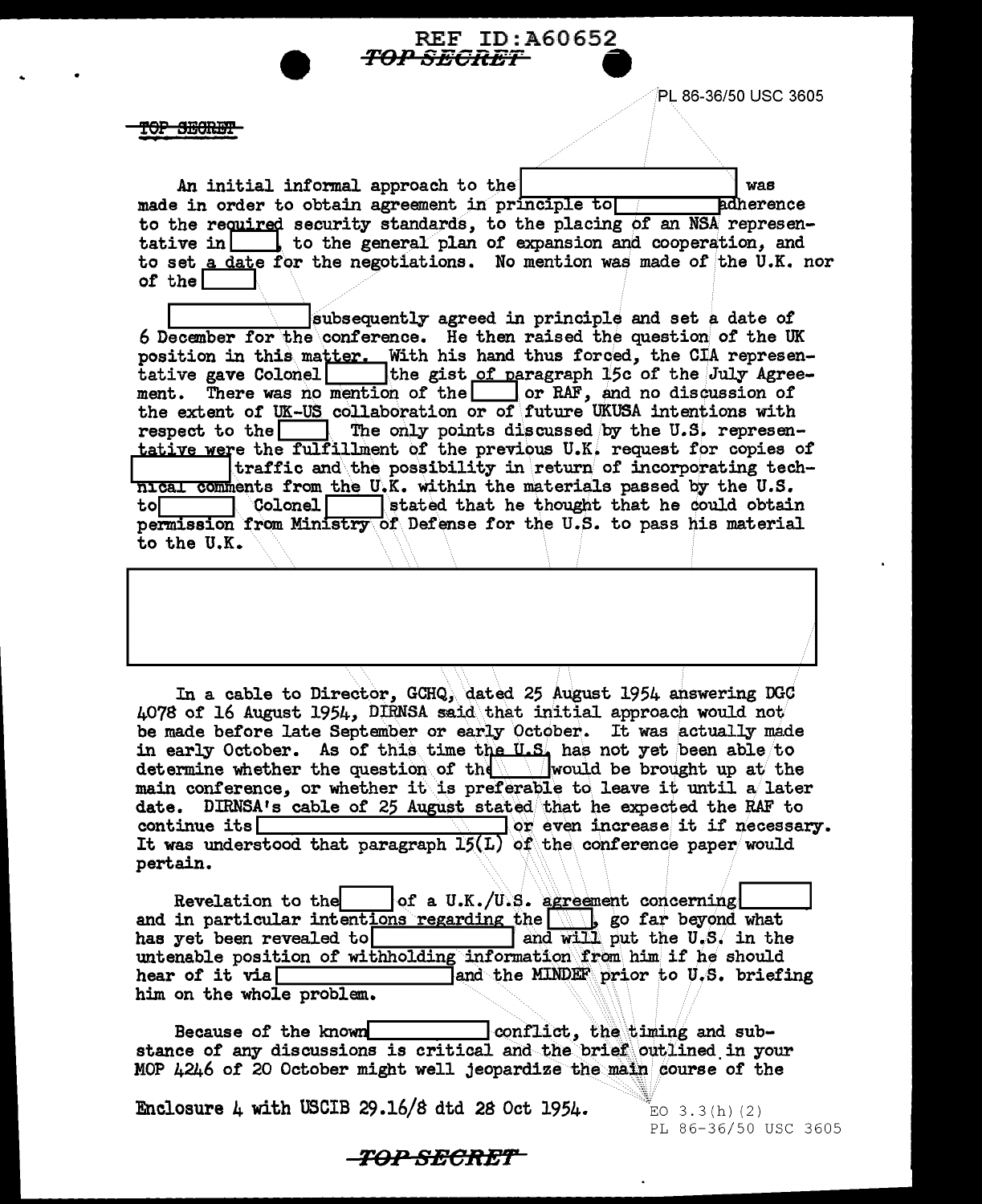REF ID:A60652
~~TOP SECRET~~

PL 86-36/50 USC 3605

~~TOP SECRET~~

An initial informal approach to the [redacted] was made in order to obtain agreement in principle to [redacted] adherence to the required security standards, to the placing of an NSA representative in [redacted], to the general plan of expansion and cooperation, and to set a date for the negotiations. No mention was made of the U.K. nor of the [redacted]

[redacted] subsequently agreed in principle and set a date of 6 December for the conference. He then raised the question of the UK position in this matter. With his hand thus forced, the CIA representative gave Colonel [redacted] the gist of paragraph 15c of the July Agreement. There was no mention of the [redacted] or RAF, and no discussion of the extent of UK-US collaboration or of future UKUSA intentions with respect to the [redacted] The only points discussed by the U.S. representative were the fulfillment of the previous U.K. request for copies of [redacted] traffic and the possibility in return of incorporating technical comments from the U.K. within the materials passed by the U.S. to [redacted] Colonel [redacted] stated that he thought that he could obtain permission from Ministry of Defense for the U.S. to pass his material to the U.K.

[redacted]

In a cable to Director, GCHQ, dated 25 August 1954 answering DGC 4078 of 16 August 1954, DIRNSA said that initial approach would not be made before late September or early October. It was actually made in early October. As of this time the U.S. has not yet been able to determine whether the question of the [redacted] would be brought up at the main conference, or whether it is preferable to leave it until a later date. DIRNSA's cable of 25 August stated that he expected the RAF to continue its [redacted] or even increase it if necessary. It was understood that paragraph 15(L) of the conference paper would pertain.

Revelation to the [redacted] of a U.K./U.S. agreement concerning [redacted] and in particular intentions regarding the [redacted], go far beyond what has yet been revealed to [redacted] and will put the U.S. in the untenable position of withholding information from him if he should hear of it via [redacted] and the MINDEF prior to U.S. briefing him on the whole problem.

Because of the known [redacted] conflict, the timing and substance of any discussions is critical and the brief outlined in your MOP 4246 of 20 October might well jeopardize the main course of the

Enclosure 4 with USCIB 29.16/8 dtd 28 Oct 1954.

EO 3.3(h)(2)
PL 86-36/50 USC 3605

~~TOP SECRET~~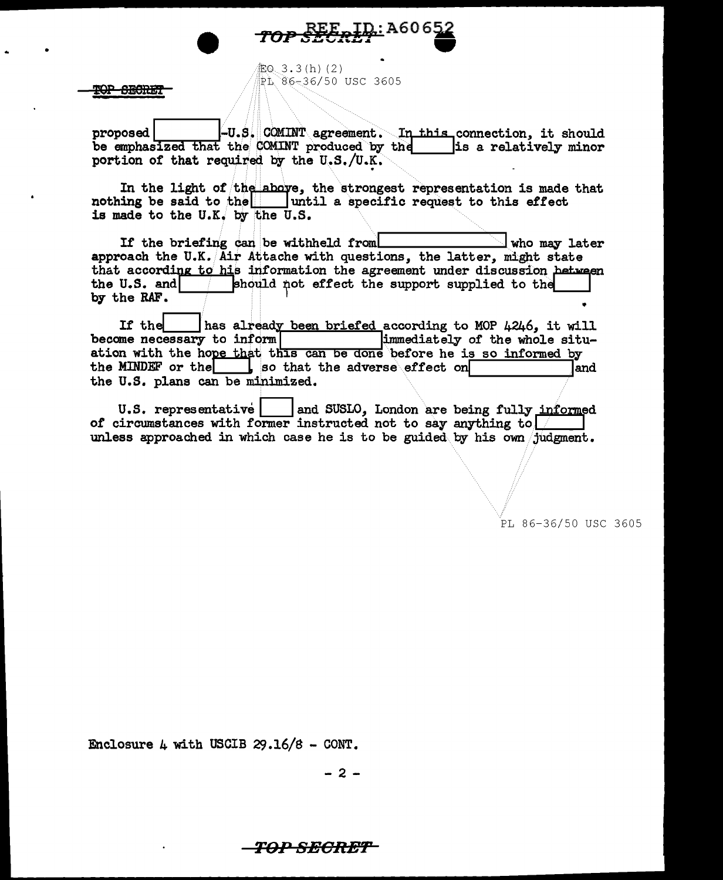TOP SECRET

EO 3.3(h)(2)
PL 86-36/50 USC 3605

proposed [REDACTED]-U.S. COMINT agreement. In this connection, it should be emphasized that the COMINT produced by the [REDACTED] is a relatively minor portion of that required by the U.S./U.K.

In the light of the above, the strongest representation is made that nothing be said to the [REDACTED] until a specific request to this effect is made to the U.K. by the U.S.

If the briefing can be withheld from [REDACTED] who may later approach the U.K. Air Attache with questions, the latter, might state that according to his information the agreement under discussion between the U.S. and [REDACTED] should not effect the support supplied to the [REDACTED] by the RAF.

If the [REDACTED] has already been briefed according to MOP 4246, it will become necessary to inform [REDACTED] immediately of the whole situation with the hope that this can be done before he is so informed by the MINDEF or the [REDACTED], so that the adverse effect on [REDACTED] and the U.S. plans can be minimized.

U.S. representative [REDACTED] and SUSLO, London are being fully informed of circumstances with former instructed not to say anything to [REDACTED] unless approached in which case he is to be guided by his own judgment.

PL 86-36/50 USC 3605

Enclosure 4 with USCIB 29.16/8 - CONT.

TOP SECRET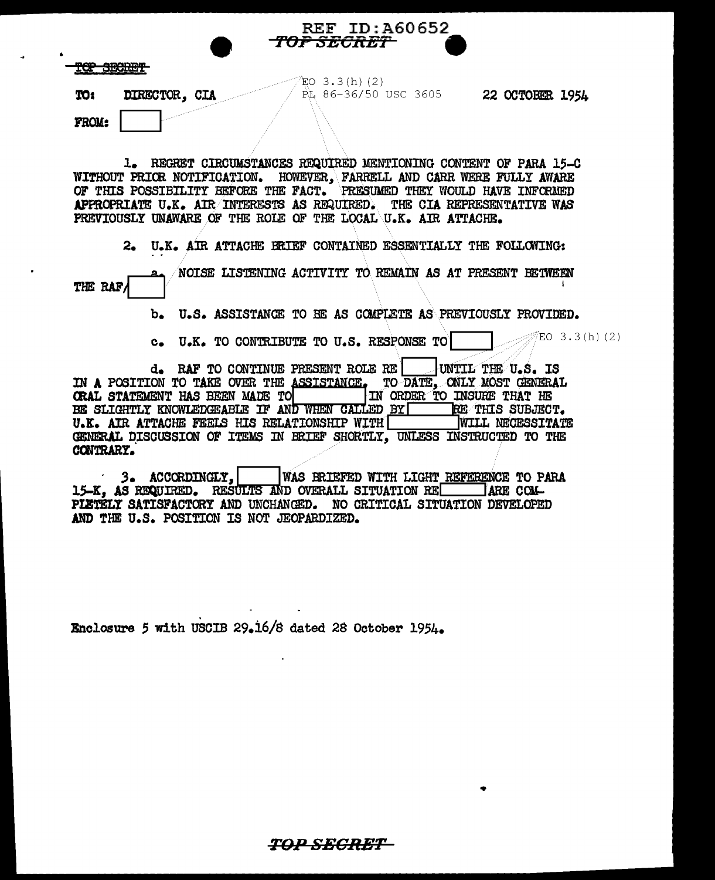REF ID:A60652

~~TOP SECRET~~

~~TOP SECRET~~

EO 3.3(h)(2)
PL 86-36/50 USC 3605

**TO:** DIRECTOR, CIA **22 OCTOBER 1954**

**FROM:** [ ]

1. REGRET CIRCUMSTANCES REQUIRED MENTIONING CONTENT OF PARA 15-C WITHOUT PRIOR NOTIFICATION. HOWEVER, FARRELL AND CARR WERE FULLY AWARE OF THIS POSSIBILITY BEFORE THE FACT. PRESUMED THEY WOULD HAVE INFORMED APPROPRIATE U.K. AIR INTERESTS AS REQUIRED. THE CIA REPRESENTATIVE WAS PREVIOUSLY UNAWARE OF THE ROLE OF THE LOCAL U.K. AIR ATTACHE.

2. U.K. AIR ATTACHE BRIEF CONTAINED ESSENTIALLY THE FOLLOWING:

a. NOISE LISTENING ACTIVITY TO REMAIN AS AT PRESENT BETWEEN THE RAF/[ ]

b. U.S. ASSISTANCE TO BE AS COMPLETE AS PREVIOUSLY PROVIDED.

c. U.K. TO CONTRIBUTE TO U.S. RESPONSE TO [ ] EO 3.3(h)(2)

d. RAF TO CONTINUE PRESENT ROLE RE [ ] UNTIL THE U.S. IS IN A POSITION TO TAKE OVER THE ASSISTANCE. TO DATE, ONLY MOST GENERAL ORAL STATEMENT HAS BEEN MADE TO [ ] IN ORDER TO INSURE THAT HE BE SLIGHTLY KNOWLEDGEABLE IF AND WHEN CALLED BY [ ] RE THIS SUBJECT. U.K. AIR ATTACHE FEELS HIS RELATIONSHIP WITH [ ] WILL NECESSITATE GENERAL DISCUSSION OF ITEMS IN BRIEF SHORTLY, UNLESS INSTRUCTED TO THE CONTRARY.

3. ACCORDINGLY, [ ] WAS BRIEFED WITH LIGHT REFERENCE TO PARA 15-K, AS REQUIRED. RESULTS AND OVERALL SITUATION RE [ ] ARE COMPLETELY SATISFACTORY AND UNCHANGED. NO CRITICAL SITUATION DEVELOPED AND THE U.S. POSITION IS NOT JEOPARDIZED.

Enclosure 5 with USCIB 29.16/8 dated 28 October 1954.

~~TOP SECRET~~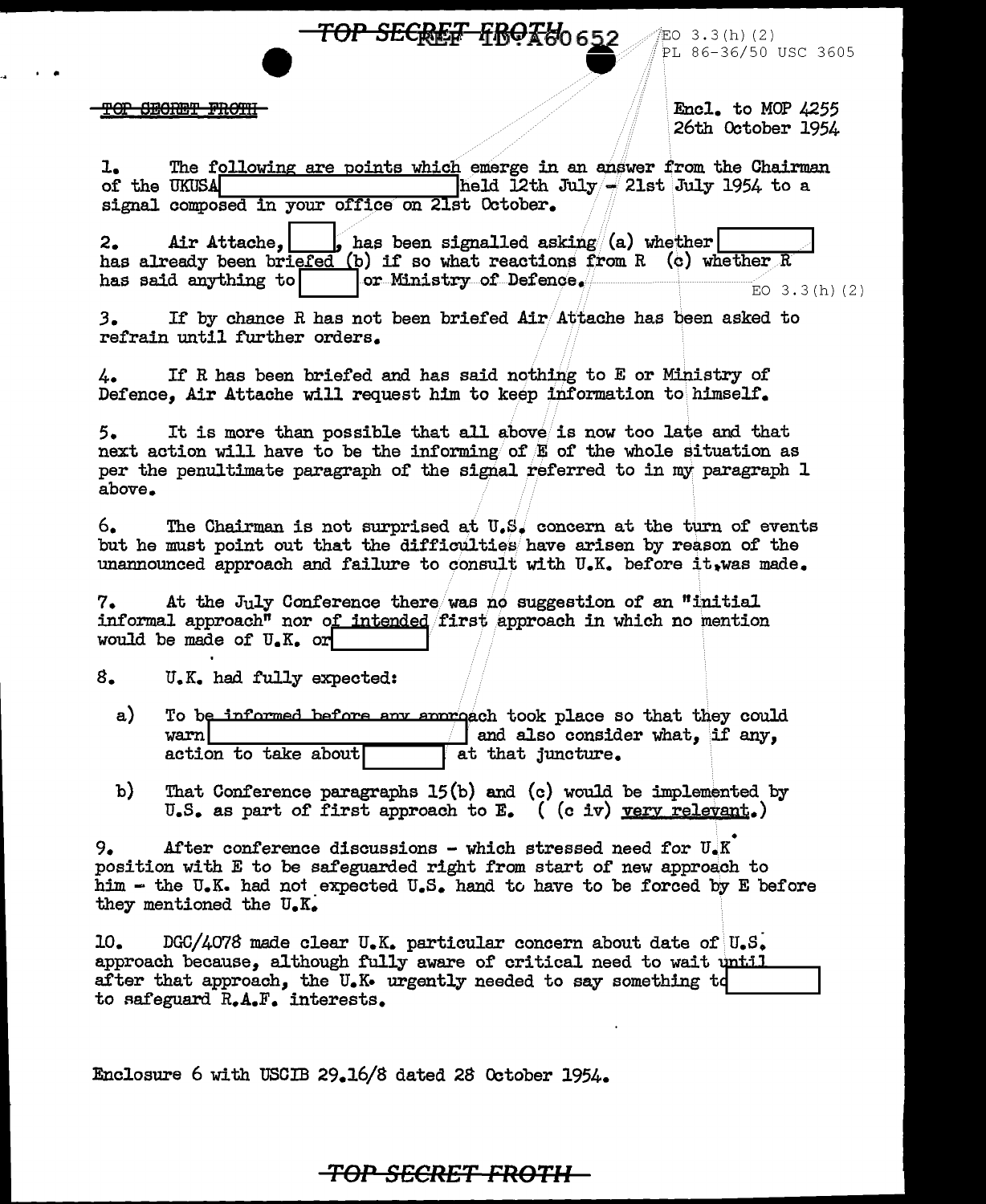TOP SECRET FROTH

Encl. to MOP 4255
26th October 1954

1. The following are points which emerge in an answer from the Chairman of the UKUSA [REDACTED] held 12th July - 21st July 1954 to a signal composed in your office on 21st October.

2. Air Attache, [REDACTED], has been signalled asking (a) whether [REDACTED] has already been briefed (b) if so what reactions from R (c) whether R has said anything to [REDACTED] or Ministry of Defence.

3. If by chance R has not been briefed Air Attache has been asked to refrain until further orders.

4. If R has been briefed and has said nothing to E or Ministry of Defence, Air Attache will request him to keep information to himself.

5. It is more than possible that all above is now too late and that next action will have to be the informing of E of the whole situation as per the penultimate paragraph of the signal referred to in my paragraph 1 above.

6. The Chairman is not surprised at U.S. concern at the turn of events but he must point out that the difficulties have arisen by reason of the unannounced approach and failure to consult with U.K. before it was made.

7. At the July Conference there was no suggestion of an "initial informal approach" nor of intended first approach in which no mention would be made of U.K. or [REDACTED]

8. U.K. had fully expected:

   a) To be informed before any approach took place so that they could warn [REDACTED] and also consider what, if any, action to take about [REDACTED] at that juncture.

   b) That Conference paragraphs 15(b) and (c) would be implemented by U.S. as part of first approach to E. ( (c iv) very relevant.)

9. After conference discussions - which stressed need for U.K position with E to be safeguarded right from start of new approach to him - the U.K. had not expected U.S. hand to have to be forced by E before they mentioned the U.K.

10. DGC/4078 made clear U.K. particular concern about date of U.S. approach because, although fully aware of critical need to wait until after that approach, the U.K. urgently needed to say something to [REDACTED] to safeguard R.A.F. interests.

Enclosure 6 with USCIB 29.16/8 dated 28 October 1954.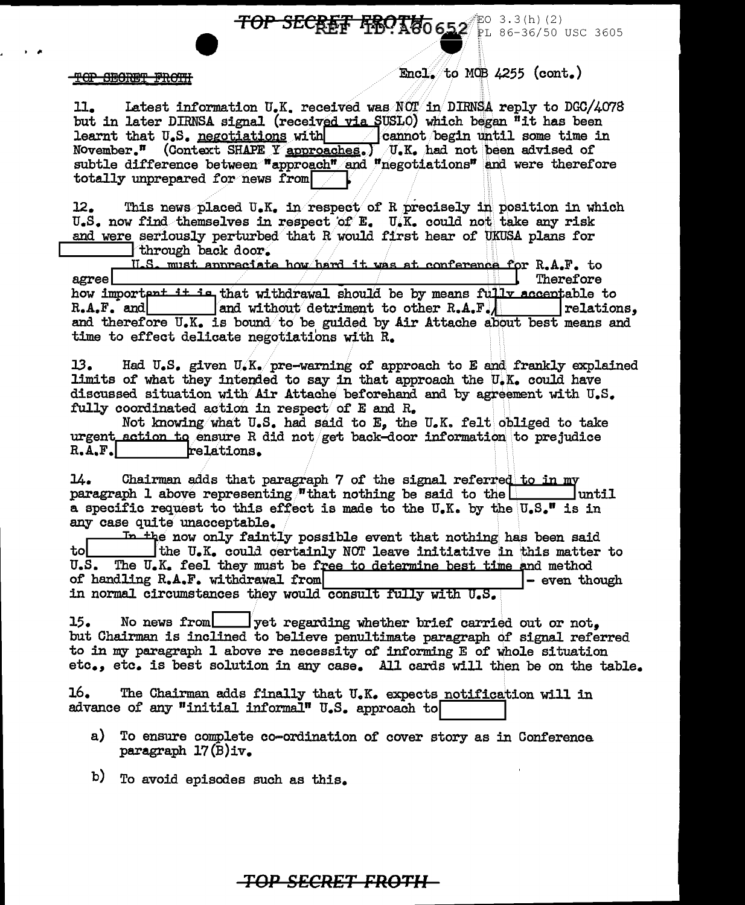Encl. to MOB 4255 (cont.)

11. Latest information U.K. received was NOT in DIRNSA reply to DGC/4078 but in later DIRNSA signal (received via SUSLO) which began "it has been learnt that U.S. negotiations with [ ] cannot begin until some time in November." (Context SHAPE Y approaches.) U.K. had not been advised of subtle difference between "approach" and "negotiations" and were therefore totally unprepared for news from [ ].

12. This news placed U.K. in respect of R precisely in position in which U.S. now find themselves in respect of E. U.K. could not take any risk and were seriously perturbed that R would first hear of UKUSA plans for [ ] through back door.

U.S. must appreciate how hard it was at conference for R.A.F. to agree [ ]. Therefore how important it is that withdrawal should be by means fully acceptable to R.A.F. and [ ] and without detriment to other R.A.F./[ ] relations, and therefore U.K. is bound to be guided by Air Attache about best means and time to effect delicate negotiations with R.

13. Had U.S. given U.K. pre-warning of approach to E and frankly explained limits of what they intended to say in that approach the U.K. could have discussed situation with Air Attache beforehand and by agreement with U.S. fully coordinated action in respect of E and R.

Not knowing what U.S. had said to E, the U.K. felt obliged to take urgent action to ensure R did not get back-door information to prejudice R.A.F.[ ] relations.

14. Chairman adds that paragraph 7 of the signal referred to in my paragraph 1 above representing "that nothing be said to the [ ] until a specific request to this effect is made to the U.K. by the U.S." is in any case quite unacceptable.

In the now only faintly possible event that nothing has been said to [ ] the U.K. could certainly NOT leave initiative in this matter to U.S. The U.K. feel they must be free to determine best time and method of handling R.A.F. withdrawal from [ ] - even though in normal circumstances they would consult fully with U.S.

15. No news from [ ] yet regarding whether brief carried out or not, but Chairman is inclined to believe penultimate paragraph of signal referred to in my paragraph 1 above re necessity of informing E of whole situation etc., etc. is best solution in any case. All cards will then be on the table.

16. The Chairman adds finally that U.K. expects notification will in advance of any "initial informal" U.S. approach to [ ]

a) To ensure complete co-ordination of cover story as in Conference paragraph 17(B)iv.

b) To avoid episodes such as this.